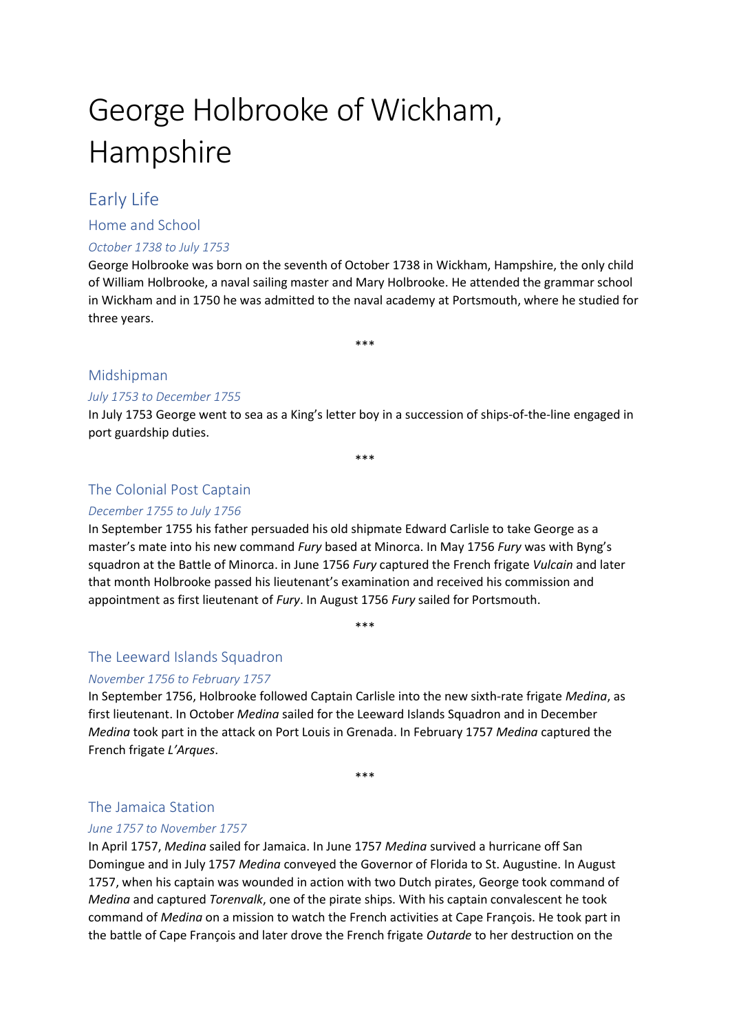# George Holbrooke of Wickham, Hampshire

## Early Life

### Home and School

*October 1738 to July 1753*

George Holbrooke was born on the seventh of October 1738 in Wickham, Hampshire, the only child of William Holbrooke, a naval sailing master and Mary Holbrooke. He attended the grammar school in Wickham and in 1750 he was admitted to the naval academy at Portsmouth, where he studied for three years.

***

### Midshipman

*July 1753 to December 1755*

In July 1753 George went to sea as a King's letter boy in a succession of ships-of-the-line engaged in port guardship duties.

***

### The Colonial Post Captain

*December 1755 to July 1756*

In September 1755 his father persuaded his old shipmate Edward Carlisle to take George as a master's mate into his new command *Fury* based at Minorca. In May 1756 *Fury* was with Byng's squadron at the Battle of Minorca. in June 1756 *Fury* captured the French frigate *Vulcain* and later that month Holbrooke passed his lieutenant's examination and received his commission and appointment as first lieutenant of *Fury*. In August 1756 *Fury* sailed for Portsmouth.

***

### The Leeward Islands Squadron

*November 1756 to February 1757*

In September 1756, Holbrooke followed Captain Carlisle into the new sixth-rate frigate *Medina*, as first lieutenant. In October *Medina* sailed for the Leeward Islands Squadron and in December *Medina* took part in the attack on Port Louis in Grenada. In February 1757 *Medina* captured the French frigate *L'Arques*.

***

### The Jamaica Station

*June 1757 to November 1757*

In April 1757, *Medina* sailed for Jamaica. In June 1757 *Medina* survived a hurricane off San Domingue and in July 1757 *Medina* conveyed the Governor of Florida to St. Augustine. In August 1757, when his captain was wounded in action with two Dutch pirates, George took command of *Medina* and captured *Torenvalk*, one of the pirate ships. With his captain convalescent he took command of *Medina* on a mission to watch the French activities at Cape François. He took part in the battle of Cape François and later drove the French frigate *Outarde* to her destruction on the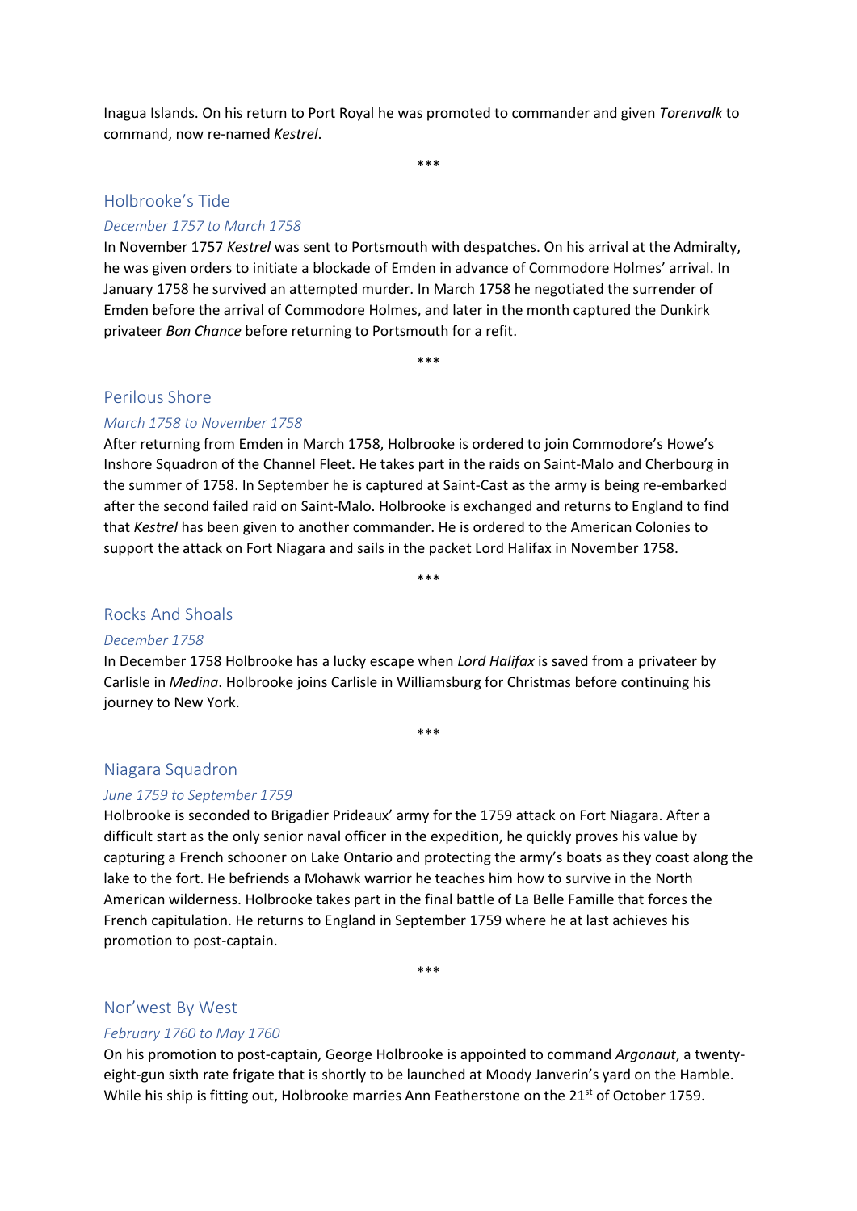Inagua Islands. On his return to Port Royal he was promoted to commander and given *Torenvalk* to command, now re-named *Kestrel*.

***

## Holbrooke's Tide

*December 1757 to March 1758*

In November 1757 *Kestrel* was sent to Portsmouth with despatches. On his arrival at the Admiralty, he was given orders to initiate a blockade of Emden in advance of Commodore Holmes' arrival. In January 1758 he survived an attempted murder. In March 1758 he negotiated the surrender of Emden before the arrival of Commodore Holmes, and later in the month captured the Dunkirk privateer *Bon Chance* before returning to Portsmouth for a refit.

***

## Perilous Shore

*March 1758 to November 1758*

After returning from Emden in March 1758, Holbrooke is ordered to join Commodore's Howe's Inshore Squadron of the Channel Fleet. He takes part in the raids on Saint-Malo and Cherbourg in the summer of 1758. In September he is captured at Saint-Cast as the army is being re-embarked after the second failed raid on Saint-Malo. Holbrooke is exchanged and returns to England to find that *Kestrel* has been given to another commander. He is ordered to the American Colonies to support the attack on Fort Niagara and sails in the packet Lord Halifax in November 1758.

***

## Rocks And Shoals

*December 1758*

In December 1758 Holbrooke has a lucky escape when *Lord Halifax* is saved from a privateer by Carlisle in *Medina*. Holbrooke joins Carlisle in Williamsburg for Christmas before continuing his journey to New York.

***

## Niagara Squadron

*June 1759 to September 1759*

Holbrooke is seconded to Brigadier Prideaux' army for the 1759 attack on Fort Niagara. After a difficult start as the only senior naval officer in the expedition, he quickly proves his value by capturing a French schooner on Lake Ontario and protecting the army's boats as they coast along the lake to the fort. He befriends a Mohawk warrior he teaches him how to survive in the North American wilderness. Holbrooke takes part in the final battle of La Belle Famille that forces the French capitulation. He returns to England in September 1759 where he at last achieves his promotion to post-captain.

***

## Nor'west By West

*February 1760 to May 1760*

On his promotion to post-captain, George Holbrooke is appointed to command *Argonaut*, a twenty-eight-gun sixth rate frigate that is shortly to be launched at Moody Janverin's yard on the Hamble. While his ship is fitting out, Holbrooke marries Ann Featherstone on the 21st of October 1759.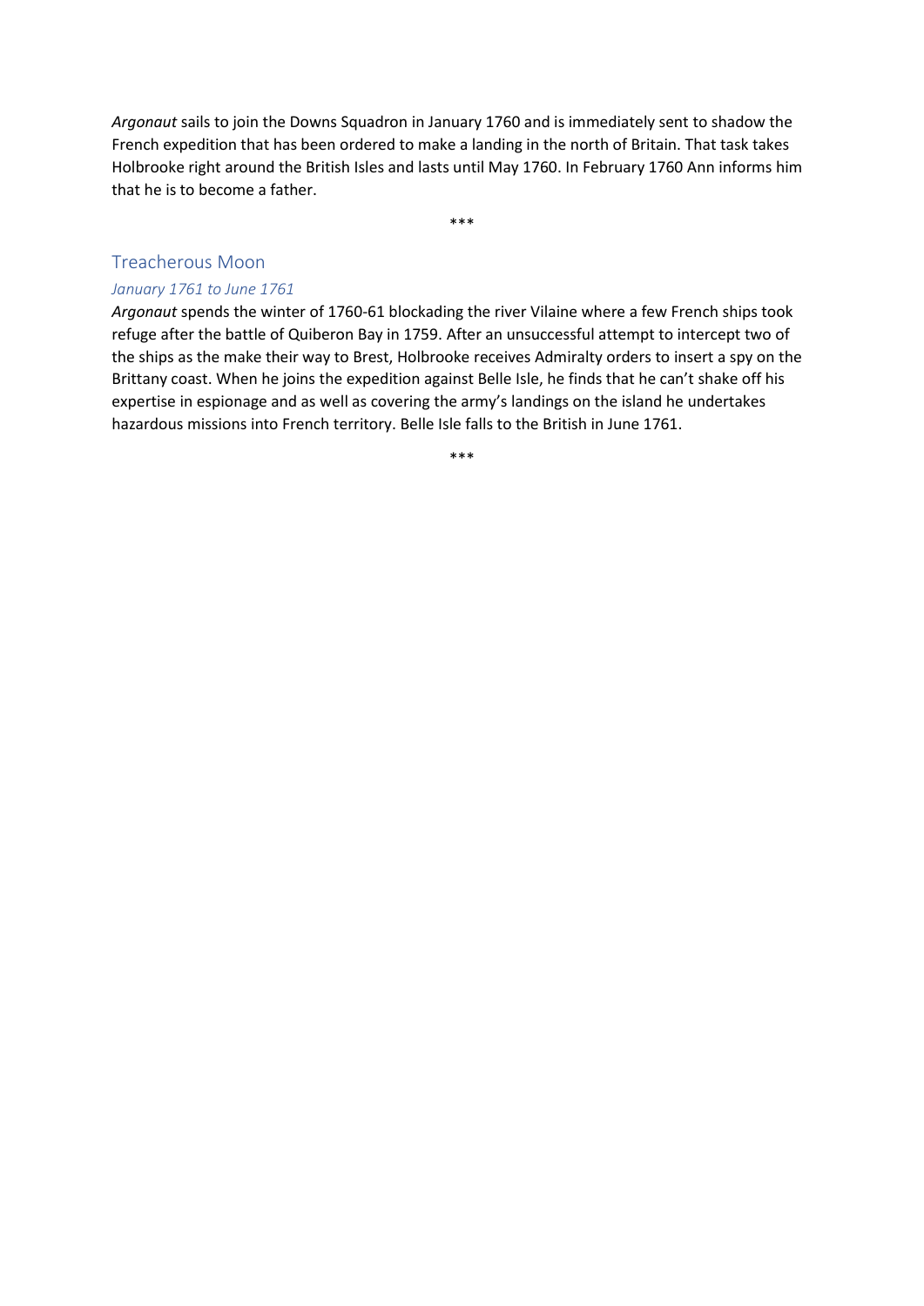*Argonaut* sails to join the Downs Squadron in January 1760 and is immediately sent to shadow the French expedition that has been ordered to make a landing in the north of Britain. That task takes Holbrooke right around the British Isles and lasts until May 1760. In February 1760 Ann informs him that he is to become a father.

\*\*\*

## Treacherous Moon

*January 1761 to June 1761*

*Argonaut* spends the winter of 1760-61 blockading the river Vilaine where a few French ships took refuge after the battle of Quiberon Bay in 1759. After an unsuccessful attempt to intercept two of the ships as the make their way to Brest, Holbrooke receives Admiralty orders to insert a spy on the Brittany coast. When he joins the expedition against Belle Isle, he finds that he can't shake off his expertise in espionage and as well as covering the army's landings on the island he undertakes hazardous missions into French territory. Belle Isle falls to the British in June 1761.

\*\*\*